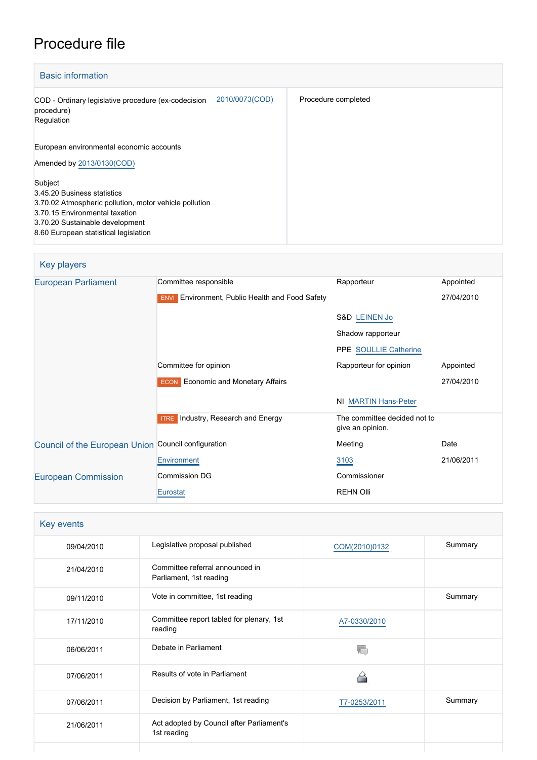# Procedure file

## Basic information

| | |
|---|---|
| COD - Ordinary legislative procedure (ex-codecision procedure)<br>Regulation — 2010/0073(COD) | Procedure completed |
| European environmental economic accounts<br><br>Amended by 2013/0130(COD)<br><br>Subject<br>3.45.20 Business statistics<br>3.70.02 Atmospheric pollution, motor vehicle pollution<br>3.70.15 Environmental taxation<br>3.70.20 Sustainable development<br>8.60 European statistical legislation | |

## Key players

| | | | |
|---|---|---|---|
| European Parliament | Committee responsible | Rapporteur | Appointed |
| | ENVI Environment, Public Health and Food Safety | | 27/04/2010 |
| | | S&D LEINEN Jo | |
| | | Shadow rapporteur | |
| | | PPE SOULLIE Catherine | |
| | Committee for opinion | Rapporteur for opinion | Appointed |
| | ECON Economic and Monetary Affairs | | 27/04/2010 |
| | | NI MARTIN Hans-Peter | |
| | ITRE Industry, Research and Energy | The committee decided not to give an opinion. | |
| Council of the European Union | Council configuration | Meeting | Date |
| | Environment | 3103 | 21/06/2011 |
| European Commission | Commission DG | Commissioner | |
| | Eurostat | REHN Olli | |

## Key events

| | | | |
|---|---|---|---|
| 09/04/2010 | Legislative proposal published | COM(2010)0132 | Summary |
| 21/04/2010 | Committee referral announced in Parliament, 1st reading | | |
| 09/11/2010 | Vote in committee, 1st reading | | Summary |
| 17/11/2010 | Committee report tabled for plenary, 1st reading | A7-0330/2010 | |
| 06/06/2011 | Debate in Parliament | | |
| 07/06/2011 | Results of vote in Parliament | | |
| 07/06/2011 | Decision by Parliament, 1st reading | T7-0253/2011 | Summary |
| 21/06/2011 | Act adopted by Council after Parliament's 1st reading | | |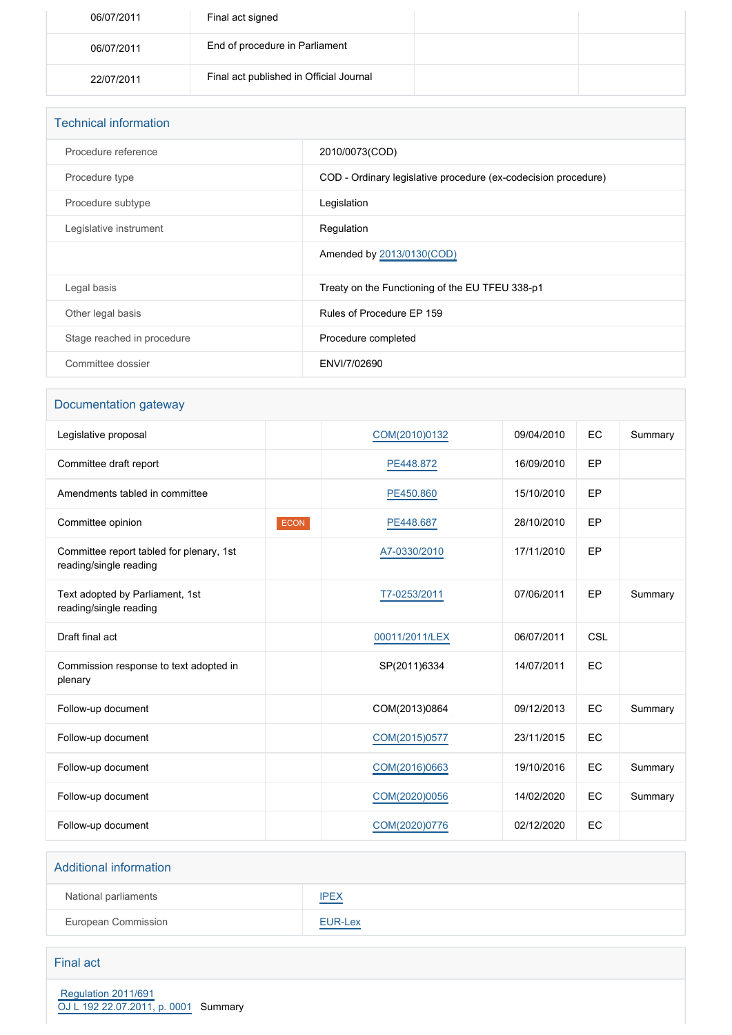| | | | |
|---|---|---|---|
| 06/07/2011 | Final act signed | | |
| 06/07/2011 | End of procedure in Parliament | | |
| 22/07/2011 | Final act published in Official Journal | | |

## Technical information

| | |
|---|---|
| Procedure reference | 2010/0073(COD) |
| Procedure type | COD - Ordinary legislative procedure (ex-codecision procedure) |
| Procedure subtype | Legislation |
| Legislative instrument | Regulation |
| | Amended by 2013/0130(COD) |
| Legal basis | Treaty on the Functioning of the EU TFEU 338-p1 |
| Other legal basis | Rules of Procedure EP 159 |
| Stage reached in procedure | Procedure completed |
| Committee dossier | ENVI/7/02690 |

## Documentation gateway

| | | | | | |
|---|---|---|---|---|---|
| Legislative proposal | | COM(2010)0132 | 09/04/2010 | EC | Summary |
| Committee draft report | | PE448.872 | 16/09/2010 | EP | |
| Amendments tabled in committee | | PE450.860 | 15/10/2010 | EP | |
| Committee opinion | ECON | PE448.687 | 28/10/2010 | EP | |
| Committee report tabled for plenary, 1st reading/single reading | | A7-0330/2010 | 17/11/2010 | EP | |
| Text adopted by Parliament, 1st reading/single reading | | T7-0253/2011 | 07/06/2011 | EP | Summary |
| Draft final act | | 00011/2011/LEX | 06/07/2011 | CSL | |
| Commission response to text adopted in plenary | | SP(2011)6334 | 14/07/2011 | EC | |
| Follow-up document | | COM(2013)0864 | 09/12/2013 | EC | Summary |
| Follow-up document | | COM(2015)0577 | 23/11/2015 | EC | |
| Follow-up document | | COM(2016)0663 | 19/10/2016 | EC | Summary |
| Follow-up document | | COM(2020)0056 | 14/02/2020 | EC | Summary |
| Follow-up document | | COM(2020)0776 | 02/12/2020 | EC | |

## Additional information

| | |
|---|---|
| National parliaments | IPEX |
| European Commission | EUR-Lex |

## Final act

Regulation 2011/691
OJ L 192 22.07.2011, p. 0001 Summary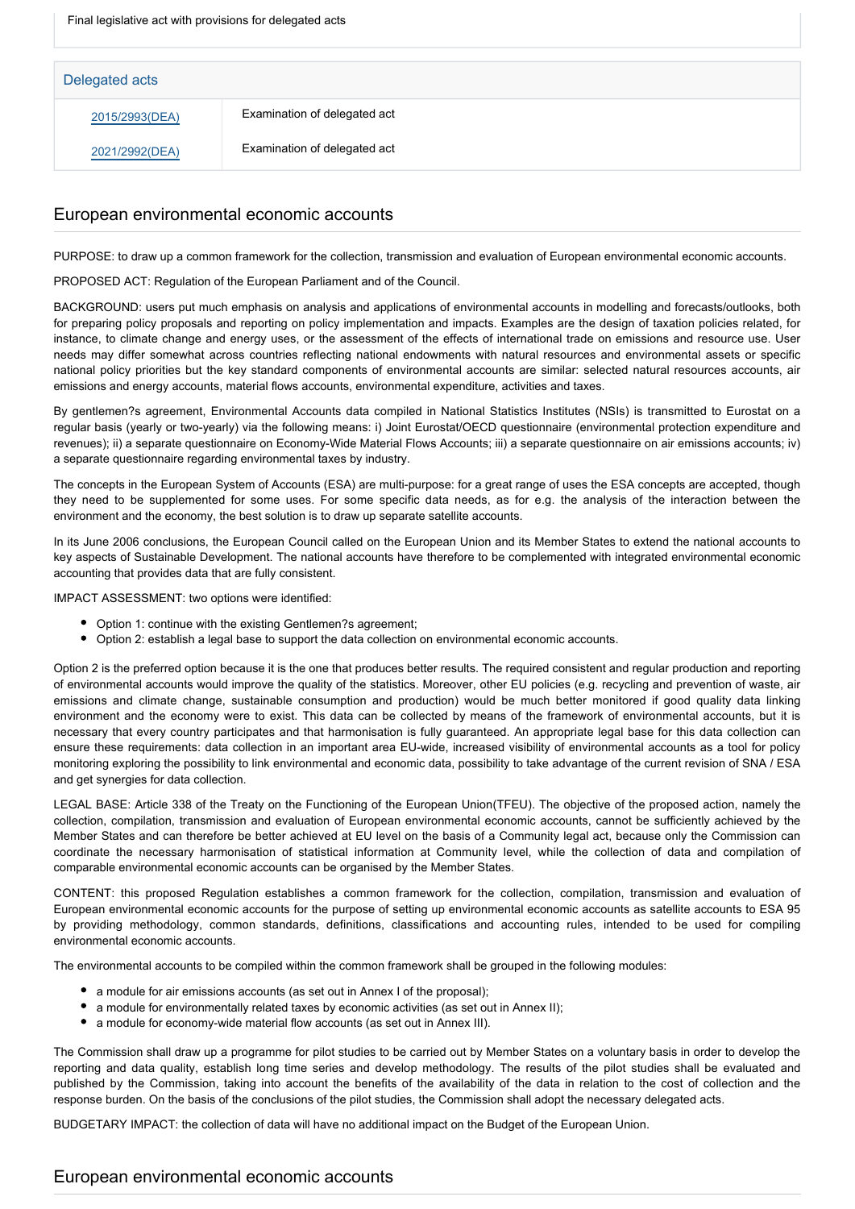Final legislative act with provisions for delegated acts

| Delegated acts | |
|---|---|
| 2015/2993(DEA) | Examination of delegated act |
| 2021/2992(DEA) | Examination of delegated act |

## European environmental economic accounts

PURPOSE: to draw up a common framework for the collection, transmission and evaluation of European environmental economic accounts.

PROPOSED ACT: Regulation of the European Parliament and of the Council.

BACKGROUND: users put much emphasis on analysis and applications of environmental accounts in modelling and forecasts/outlooks, both for preparing policy proposals and reporting on policy implementation and impacts. Examples are the design of taxation policies related, for instance, to climate change and energy uses, or the assessment of the effects of international trade on emissions and resource use. User needs may differ somewhat across countries reflecting national endowments with natural resources and environmental assets or specific national policy priorities but the key standard components of environmental accounts are similar: selected natural resources accounts, air emissions and energy accounts, material flows accounts, environmental expenditure, activities and taxes.

By gentlemen?s agreement, Environmental Accounts data compiled in National Statistics Institutes (NSIs) is transmitted to Eurostat on a regular basis (yearly or two-yearly) via the following means: i) Joint Eurostat/OECD questionnaire (environmental protection expenditure and revenues); ii) a separate questionnaire on Economy-Wide Material Flows Accounts; iii) a separate questionnaire on air emissions accounts; iv) a separate questionnaire regarding environmental taxes by industry.

The concepts in the European System of Accounts (ESA) are multi-purpose: for a great range of uses the ESA concepts are accepted, though they need to be supplemented for some uses. For some specific data needs, as for e.g. the analysis of the interaction between the environment and the economy, the best solution is to draw up separate satellite accounts.

In its June 2006 conclusions, the European Council called on the European Union and its Member States to extend the national accounts to key aspects of Sustainable Development. The national accounts have therefore to be complemented with integrated environmental economic accounting that provides data that are fully consistent.

IMPACT ASSESSMENT: two options were identified:

- Option 1: continue with the existing Gentlemen?s agreement;
- Option 2: establish a legal base to support the data collection on environmental economic accounts.

Option 2 is the preferred option because it is the one that produces better results. The required consistent and regular production and reporting of environmental accounts would improve the quality of the statistics. Moreover, other EU policies (e.g. recycling and prevention of waste, air emissions and climate change, sustainable consumption and production) would be much better monitored if good quality data linking environment and the economy were to exist. This data can be collected by means of the framework of environmental accounts, but it is necessary that every country participates and that harmonisation is fully guaranteed. An appropriate legal base for this data collection can ensure these requirements: data collection in an important area EU-wide, increased visibility of environmental accounts as a tool for policy monitoring exploring the possibility to link environmental and economic data, possibility to take advantage of the current revision of SNA / ESA and get synergies for data collection.

LEGAL BASE: Article 338 of the Treaty on the Functioning of the European Union(TFEU). The objective of the proposed action, namely the collection, compilation, transmission and evaluation of European environmental economic accounts, cannot be sufficiently achieved by the Member States and can therefore be better achieved at EU level on the basis of a Community legal act, because only the Commission can coordinate the necessary harmonisation of statistical information at Community level, while the collection of data and compilation of comparable environmental economic accounts can be organised by the Member States.

CONTENT: this proposed Regulation establishes a common framework for the collection, compilation, transmission and evaluation of European environmental economic accounts for the purpose of setting up environmental economic accounts as satellite accounts to ESA 95 by providing methodology, common standards, definitions, classifications and accounting rules, intended to be used for compiling environmental economic accounts.

The environmental accounts to be compiled within the common framework shall be grouped in the following modules:

- a module for air emissions accounts (as set out in Annex I of the proposal);
- a module for environmentally related taxes by economic activities (as set out in Annex II);
- a module for economy-wide material flow accounts (as set out in Annex III).

The Commission shall draw up a programme for pilot studies to be carried out by Member States on a voluntary basis in order to develop the reporting and data quality, establish long time series and develop methodology. The results of the pilot studies shall be evaluated and published by the Commission, taking into account the benefits of the availability of the data in relation to the cost of collection and the response burden. On the basis of the conclusions of the pilot studies, the Commission shall adopt the necessary delegated acts.

BUDGETARY IMPACT: the collection of data will have no additional impact on the Budget of the European Union.

## European environmental economic accounts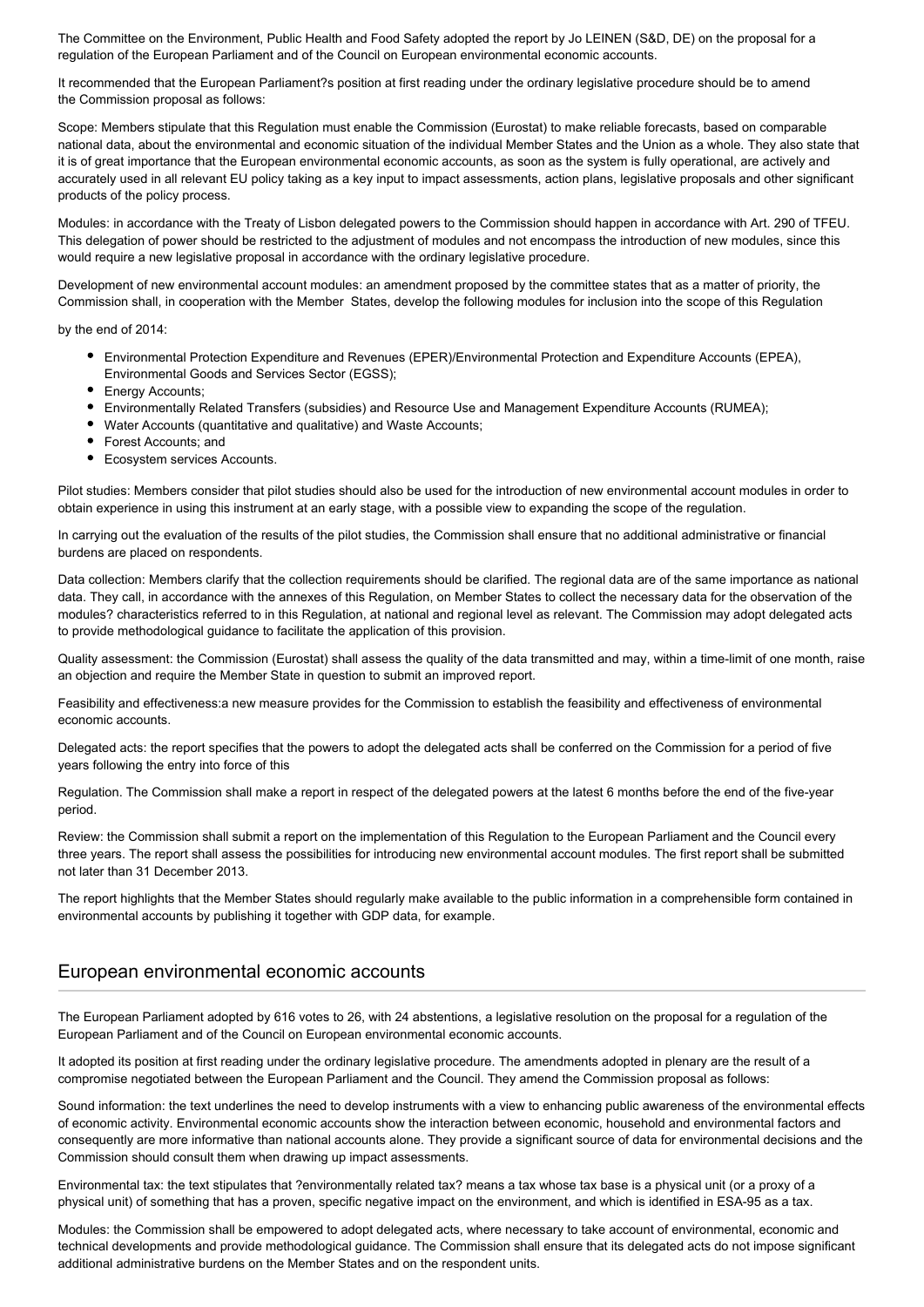The Committee on the Environment, Public Health and Food Safety adopted the report by Jo LEINEN (S&D, DE) on the proposal for a regulation of the European Parliament and of the Council on European environmental economic accounts.

It recommended that the European Parliament?s position at first reading under the ordinary legislative procedure should be to amend the Commission proposal as follows:

Scope: Members stipulate that this Regulation must enable the Commission (Eurostat) to make reliable forecasts, based on comparable national data, about the environmental and economic situation of the individual Member States and the Union as a whole. They also state that it is of great importance that the European environmental economic accounts, as soon as the system is fully operational, are actively and accurately used in all relevant EU policy taking as a key input to impact assessments, action plans, legislative proposals and other significant products of the policy process.

Modules: in accordance with the Treaty of Lisbon delegated powers to the Commission should happen in accordance with Art. 290 of TFEU. This delegation of power should be restricted to the adjustment of modules and not encompass the introduction of new modules, since this would require a new legislative proposal in accordance with the ordinary legislative procedure.

Development of new environmental account modules: an amendment proposed by the committee states that as a matter of priority, the Commission shall, in cooperation with the Member States, develop the following modules for inclusion into the scope of this Regulation

by the end of 2014:

- Environmental Protection Expenditure and Revenues (EPER)/Environmental Protection and Expenditure Accounts (EPEA), Environmental Goods and Services Sector (EGSS);
- Energy Accounts;
- Environmentally Related Transfers (subsidies) and Resource Use and Management Expenditure Accounts (RUMEA);
- Water Accounts (quantitative and qualitative) and Waste Accounts;
- Forest Accounts; and
- Ecosystem services Accounts.

Pilot studies: Members consider that pilot studies should also be used for the introduction of new environmental account modules in order to obtain experience in using this instrument at an early stage, with a possible view to expanding the scope of the regulation.

In carrying out the evaluation of the results of the pilot studies, the Commission shall ensure that no additional administrative or financial burdens are placed on respondents.

Data collection: Members clarify that the collection requirements should be clarified. The regional data are of the same importance as national data. They call, in accordance with the annexes of this Regulation, on Member States to collect the necessary data for the observation of the modules? characteristics referred to in this Regulation, at national and regional level as relevant. The Commission may adopt delegated acts to provide methodological guidance to facilitate the application of this provision.

Quality assessment: the Commission (Eurostat) shall assess the quality of the data transmitted and may, within a time-limit of one month, raise an objection and require the Member State in question to submit an improved report.

Feasibility and effectiveness:a new measure provides for the Commission to establish the feasibility and effectiveness of environmental economic accounts.

Delegated acts: the report specifies that the powers to adopt the delegated acts shall be conferred on the Commission for a period of five years following the entry into force of this

Regulation. The Commission shall make a report in respect of the delegated powers at the latest 6 months before the end of the five-year period.

Review: the Commission shall submit a report on the implementation of this Regulation to the European Parliament and the Council every three years. The report shall assess the possibilities for introducing new environmental account modules. The first report shall be submitted not later than 31 December 2013.

The report highlights that the Member States should regularly make available to the public information in a comprehensible form contained in environmental accounts by publishing it together with GDP data, for example.

## European environmental economic accounts

The European Parliament adopted by 616 votes to 26, with 24 abstentions, a legislative resolution on the proposal for a regulation of the European Parliament and of the Council on European environmental economic accounts.

It adopted its position at first reading under the ordinary legislative procedure. The amendments adopted in plenary are the result of a compromise negotiated between the European Parliament and the Council. They amend the Commission proposal as follows:

Sound information: the text underlines the need to develop instruments with a view to enhancing public awareness of the environmental effects of economic activity. Environmental economic accounts show the interaction between economic, household and environmental factors and consequently are more informative than national accounts alone. They provide a significant source of data for environmental decisions and the Commission should consult them when drawing up impact assessments.

Environmental tax: the text stipulates that ?environmentally related tax? means a tax whose tax base is a physical unit (or a proxy of a physical unit) of something that has a proven, specific negative impact on the environment, and which is identified in ESA-95 as a tax.

Modules: the Commission shall be empowered to adopt delegated acts, where necessary to take account of environmental, economic and technical developments and provide methodological guidance. The Commission shall ensure that its delegated acts do not impose significant additional administrative burdens on the Member States and on the respondent units.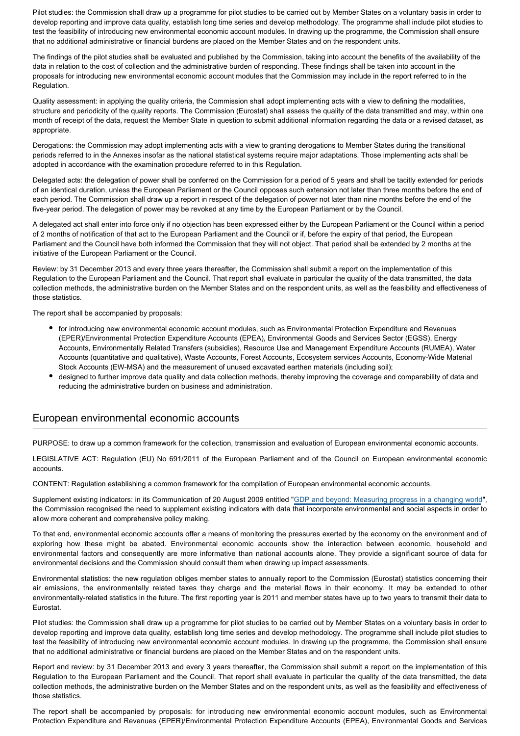Pilot studies: the Commission shall draw up a programme for pilot studies to be carried out by Member States on a voluntary basis in order to develop reporting and improve data quality, establish long time series and develop methodology. The programme shall include pilot studies to test the feasibility of introducing new environmental economic account modules. In drawing up the programme, the Commission shall ensure that no additional administrative or financial burdens are placed on the Member States and on the respondent units.

The findings of the pilot studies shall be evaluated and published by the Commission, taking into account the benefits of the availability of the data in relation to the cost of collection and the administrative burden of responding. These findings shall be taken into account in the proposals for introducing new environmental economic account modules that the Commission may include in the report referred to in the Regulation.

Quality assessment: in applying the quality criteria, the Commission shall adopt implementing acts with a view to defining the modalities, structure and periodicity of the quality reports. The Commission (Eurostat) shall assess the quality of the data transmitted and may, within one month of receipt of the data, request the Member State in question to submit additional information regarding the data or a revised dataset, as appropriate.

Derogations: the Commission may adopt implementing acts with a view to granting derogations to Member States during the transitional periods referred to in the Annexes insofar as the national statistical systems require major adaptations. Those implementing acts shall be adopted in accordance with the examination procedure referred to in this Regulation.

Delegated acts: the delegation of power shall be conferred on the Commission for a period of 5 years and shall be tacitly extended for periods of an identical duration, unless the European Parliament or the Council opposes such extension not later than three months before the end of each period. The Commission shall draw up a report in respect of the delegation of power not later than nine months before the end of the five-year period. The delegation of power may be revoked at any time by the European Parliament or by the Council.

A delegated act shall enter into force only if no objection has been expressed either by the European Parliament or the Council within a period of 2 months of notification of that act to the European Parliament and the Council or if, before the expiry of that period, the European Parliament and the Council have both informed the Commission that they will not object. That period shall be extended by 2 months at the initiative of the European Parliament or the Council.

Review: by 31 December 2013 and every three years thereafter, the Commission shall submit a report on the implementation of this Regulation to the European Parliament and the Council. That report shall evaluate in particular the quality of the data transmitted, the data collection methods, the administrative burden on the Member States and on the respondent units, as well as the feasibility and effectiveness of those statistics.

The report shall be accompanied by proposals:

- for introducing new environmental economic account modules, such as Environmental Protection Expenditure and Revenues (EPER)/Environmental Protection Expenditure Accounts (EPEA), Environmental Goods and Services Sector (EGSS), Energy Accounts, Environmentally Related Transfers (subsidies), Resource Use and Management Expenditure Accounts (RUMEA), Water Accounts (quantitative and qualitative), Waste Accounts, Forest Accounts, Ecosystem services Accounts, Economy-Wide Material Stock Accounts (EW-MSA) and the measurement of unused excavated earthen materials (including soil);
- designed to further improve data quality and data collection methods, thereby improving the coverage and comparability of data and reducing the administrative burden on business and administration.

## European environmental economic accounts

PURPOSE: to draw up a common framework for the collection, transmission and evaluation of European environmental economic accounts.

LEGISLATIVE ACT: Regulation (EU) No 691/2011 of the European Parliament and of the Council on European environmental economic accounts.

CONTENT: Regulation establishing a common framework for the compilation of European environmental economic accounts.

Supplement existing indicators: in its Communication of 20 August 2009 entitled "GDP and beyond: Measuring progress in a changing world", the Commission recognised the need to supplement existing indicators with data that incorporate environmental and social aspects in order to allow more coherent and comprehensive policy making.

To that end, environmental economic accounts offer a means of monitoring the pressures exerted by the economy on the environment and of exploring how these might be abated. Environmental economic accounts show the interaction between economic, household and environmental factors and consequently are more informative than national accounts alone. They provide a significant source of data for environmental decisions and the Commission should consult them when drawing up impact assessments.

Environmental statistics: the new regulation obliges member states to annually report to the Commission (Eurostat) statistics concerning their air emissions, the environmentally related taxes they charge and the material flows in their economy. It may be extended to other environmentally-related statistics in the future. The first reporting year is 2011 and member states have up to two years to transmit their data to Eurostat.

Pilot studies: the Commission shall draw up a programme for pilot studies to be carried out by Member States on a voluntary basis in order to develop reporting and improve data quality, establish long time series and develop methodology. The programme shall include pilot studies to test the feasibility of introducing new environmental economic account modules. In drawing up the programme, the Commission shall ensure that no additional administrative or financial burdens are placed on the Member States and on the respondent units.

Report and review: by 31 December 2013 and every 3 years thereafter, the Commission shall submit a report on the implementation of this Regulation to the European Parliament and the Council. That report shall evaluate in particular the quality of the data transmitted, the data collection methods, the administrative burden on the Member States and on the respondent units, as well as the feasibility and effectiveness of those statistics.

The report shall be accompanied by proposals: for introducing new environmental economic account modules, such as Environmental Protection Expenditure and Revenues (EPER)/Environmental Protection Expenditure Accounts (EPEA), Environmental Goods and Services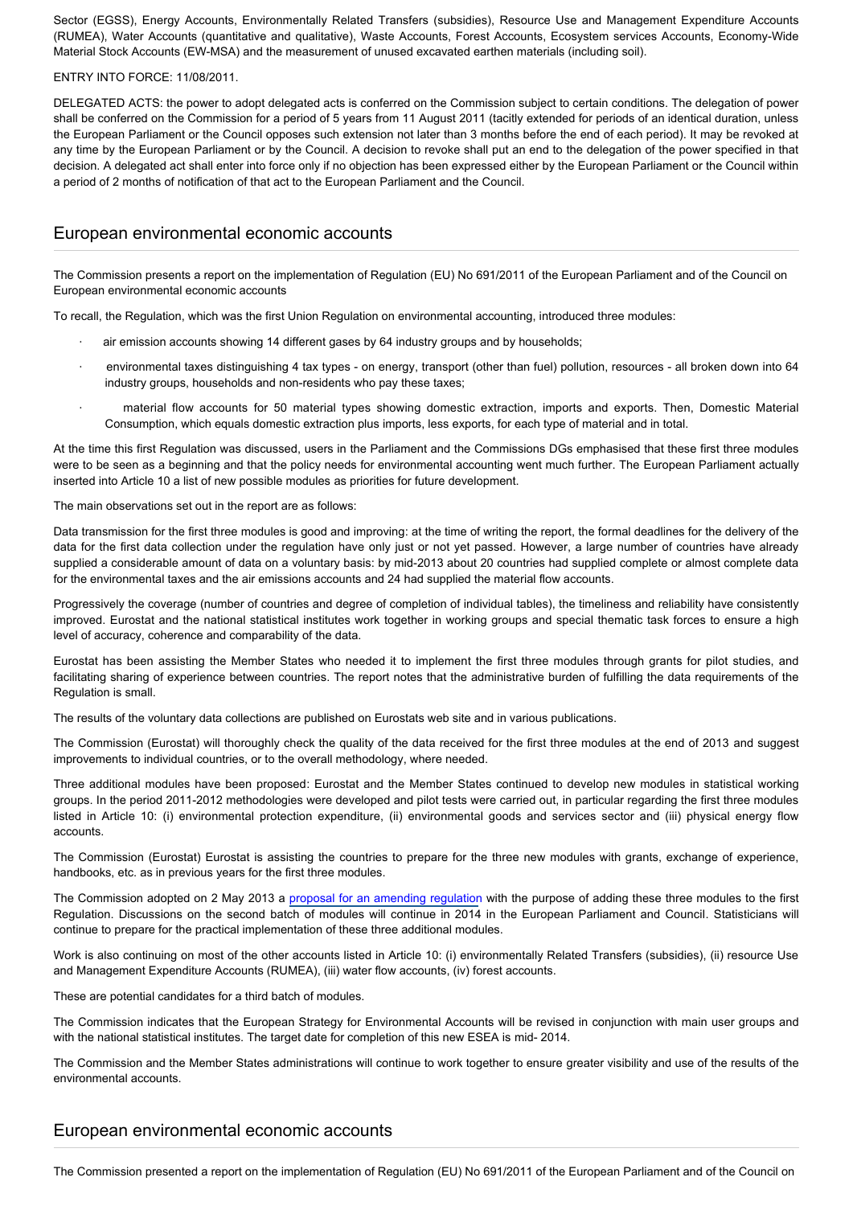Sector (EGSS), Energy Accounts, Environmentally Related Transfers (subsidies), Resource Use and Management Expenditure Accounts (RUMEA), Water Accounts (quantitative and qualitative), Waste Accounts, Forest Accounts, Ecosystem services Accounts, Economy-Wide Material Stock Accounts (EW-MSA) and the measurement of unused excavated earthen materials (including soil).

ENTRY INTO FORCE: 11/08/2011.

DELEGATED ACTS: the power to adopt delegated acts is conferred on the Commission subject to certain conditions. The delegation of power shall be conferred on the Commission for a period of 5 years from 11 August 2011 (tacitly extended for periods of an identical duration, unless the European Parliament or the Council opposes such extension not later than 3 months before the end of each period). It may be revoked at any time by the European Parliament or by the Council. A decision to revoke shall put an end to the delegation of the power specified in that decision. A delegated act shall enter into force only if no objection has been expressed either by the European Parliament or the Council within a period of 2 months of notification of that act to the European Parliament and the Council.

## European environmental economic accounts

The Commission presents a report on the implementation of Regulation (EU) No 691/2011 of the European Parliament and of the Council on European environmental economic accounts

To recall, the Regulation, which was the first Union Regulation on environmental accounting, introduced three modules:

- air emission accounts showing 14 different gases by 64 industry groups and by households;
- environmental taxes distinguishing 4 tax types - on energy, transport (other than fuel) pollution, resources - all broken down into 64 industry groups, households and non-residents who pay these taxes;
- material flow accounts for 50 material types showing domestic extraction, imports and exports. Then, Domestic Material Consumption, which equals domestic extraction plus imports, less exports, for each type of material and in total.

At the time this first Regulation was discussed, users in the Parliament and the Commissions DGs emphasised that these first three modules were to be seen as a beginning and that the policy needs for environmental accounting went much further. The European Parliament actually inserted into Article 10 a list of new possible modules as priorities for future development.

The main observations set out in the report are as follows:

Data transmission for the first three modules is good and improving: at the time of writing the report, the formal deadlines for the delivery of the data for the first data collection under the regulation have only just or not yet passed. However, a large number of countries have already supplied a considerable amount of data on a voluntary basis: by mid-2013 about 20 countries had supplied complete or almost complete data for the environmental taxes and the air emissions accounts and 24 had supplied the material flow accounts.

Progressively the coverage (number of countries and degree of completion of individual tables), the timeliness and reliability have consistently improved. Eurostat and the national statistical institutes work together in working groups and special thematic task forces to ensure a high level of accuracy, coherence and comparability of the data.

Eurostat has been assisting the Member States who needed it to implement the first three modules through grants for pilot studies, and facilitating sharing of experience between countries. The report notes that the administrative burden of fulfilling the data requirements of the Regulation is small.

The results of the voluntary data collections are published on Eurostats web site and in various publications.

The Commission (Eurostat) will thoroughly check the quality of the data received for the first three modules at the end of 2013 and suggest improvements to individual countries, or to the overall methodology, where needed.

Three additional modules have been proposed: Eurostat and the Member States continued to develop new modules in statistical working groups. In the period 2011-2012 methodologies were developed and pilot tests were carried out, in particular regarding the first three modules listed in Article 10: (i) environmental protection expenditure, (ii) environmental goods and services sector and (iii) physical energy flow accounts.

The Commission (Eurostat) Eurostat is assisting the countries to prepare for the three new modules with grants, exchange of experience, handbooks, etc. as in previous years for the first three modules.

The Commission adopted on 2 May 2013 a proposal for an amending regulation with the purpose of adding these three modules to the first Regulation. Discussions on the second batch of modules will continue in 2014 in the European Parliament and Council. Statisticians will continue to prepare for the practical implementation of these three additional modules.

Work is also continuing on most of the other accounts listed in Article 10: (i) environmentally Related Transfers (subsidies), (ii) resource Use and Management Expenditure Accounts (RUMEA), (iii) water flow accounts, (iv) forest accounts.

These are potential candidates for a third batch of modules.

The Commission indicates that the European Strategy for Environmental Accounts will be revised in conjunction with main user groups and with the national statistical institutes. The target date for completion of this new ESEA is mid- 2014.

The Commission and the Member States administrations will continue to work together to ensure greater visibility and use of the results of the environmental accounts.

## European environmental economic accounts

The Commission presented a report on the implementation of Regulation (EU) No 691/2011 of the European Parliament and of the Council on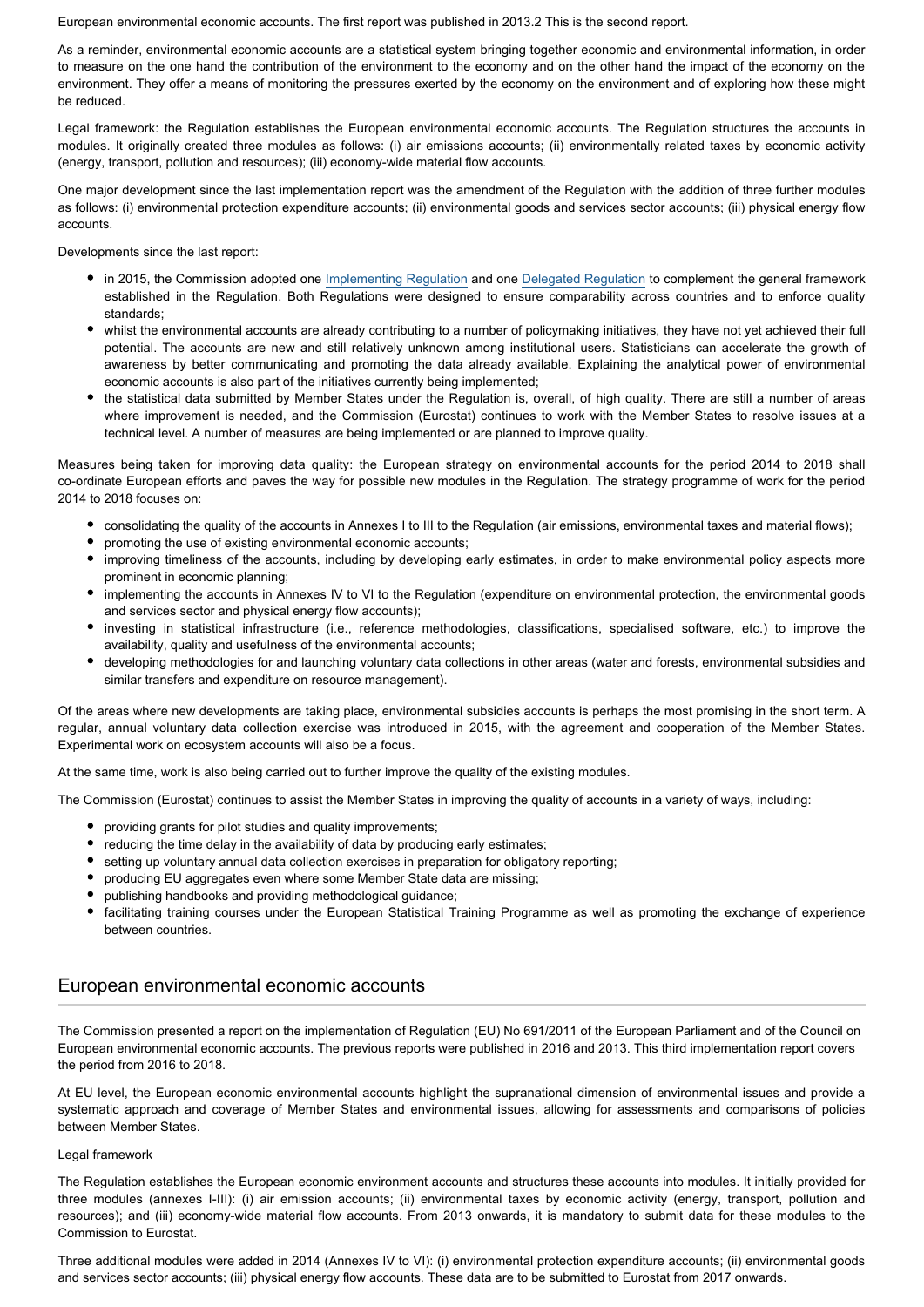European environmental economic accounts. The first report was published in 2013.2 This is the second report.

As a reminder, environmental economic accounts are a statistical system bringing together economic and environmental information, in order to measure on the one hand the contribution of the environment to the economy and on the other hand the impact of the economy on the environment. They offer a means of monitoring the pressures exerted by the economy on the environment and of exploring how these might be reduced.

Legal framework: the Regulation establishes the European environmental economic accounts. The Regulation structures the accounts in modules. It originally created three modules as follows: (i) air emissions accounts; (ii) environmentally related taxes by economic activity (energy, transport, pollution and resources); (iii) economy-wide material flow accounts.

One major development since the last implementation report was the amendment of the Regulation with the addition of three further modules as follows: (i) environmental protection expenditure accounts; (ii) environmental goods and services sector accounts; (iii) physical energy flow accounts.

Developments since the last report:

- in 2015, the Commission adopted one Implementing Regulation and one Delegated Regulation to complement the general framework established in the Regulation. Both Regulations were designed to ensure comparability across countries and to enforce quality standards;
- whilst the environmental accounts are already contributing to a number of policymaking initiatives, they have not yet achieved their full potential. The accounts are new and still relatively unknown among institutional users. Statisticians can accelerate the growth of awareness by better communicating and promoting the data already available. Explaining the analytical power of environmental economic accounts is also part of the initiatives currently being implemented;
- the statistical data submitted by Member States under the Regulation is, overall, of high quality. There are still a number of areas where improvement is needed, and the Commission (Eurostat) continues to work with the Member States to resolve issues at a technical level. A number of measures are being implemented or are planned to improve quality.

Measures being taken for improving data quality: the European strategy on environmental accounts for the period 2014 to 2018 shall co-ordinate European efforts and paves the way for possible new modules in the Regulation. The strategy programme of work for the period 2014 to 2018 focuses on:

- consolidating the quality of the accounts in Annexes I to III to the Regulation (air emissions, environmental taxes and material flows);
- promoting the use of existing environmental economic accounts;
- improving timeliness of the accounts, including by developing early estimates, in order to make environmental policy aspects more prominent in economic planning;
- implementing the accounts in Annexes IV to VI to the Regulation (expenditure on environmental protection, the environmental goods and services sector and physical energy flow accounts);
- investing in statistical infrastructure (i.e., reference methodologies, classifications, specialised software, etc.) to improve the availability, quality and usefulness of the environmental accounts;
- developing methodologies for and launching voluntary data collections in other areas (water and forests, environmental subsidies and similar transfers and expenditure on resource management).

Of the areas where new developments are taking place, environmental subsidies accounts is perhaps the most promising in the short term. A regular, annual voluntary data collection exercise was introduced in 2015, with the agreement and cooperation of the Member States. Experimental work on ecosystem accounts will also be a focus.

At the same time, work is also being carried out to further improve the quality of the existing modules.

The Commission (Eurostat) continues to assist the Member States in improving the quality of accounts in a variety of ways, including:

- providing grants for pilot studies and quality improvements;
- reducing the time delay in the availability of data by producing early estimates;
- setting up voluntary annual data collection exercises in preparation for obligatory reporting;
- producing EU aggregates even where some Member State data are missing;
- publishing handbooks and providing methodological guidance;
- facilitating training courses under the European Statistical Training Programme as well as promoting the exchange of experience between countries.

## European environmental economic accounts

The Commission presented a report on the implementation of Regulation (EU) No 691/2011 of the European Parliament and of the Council on European environmental economic accounts. The previous reports were published in 2016 and 2013. This third implementation report covers the period from 2016 to 2018.

At EU level, the European economic environmental accounts highlight the supranational dimension of environmental issues and provide a systematic approach and coverage of Member States and environmental issues, allowing for assessments and comparisons of policies between Member States.

Legal framework

The Regulation establishes the European economic environment accounts and structures these accounts into modules. It initially provided for three modules (annexes I-III): (i) air emission accounts; (ii) environmental taxes by economic activity (energy, transport, pollution and resources); and (iii) economy-wide material flow accounts. From 2013 onwards, it is mandatory to submit data for these modules to the Commission to Eurostat.

Three additional modules were added in 2014 (Annexes IV to VI): (i) environmental protection expenditure accounts; (ii) environmental goods and services sector accounts; (iii) physical energy flow accounts. These data are to be submitted to Eurostat from 2017 onwards.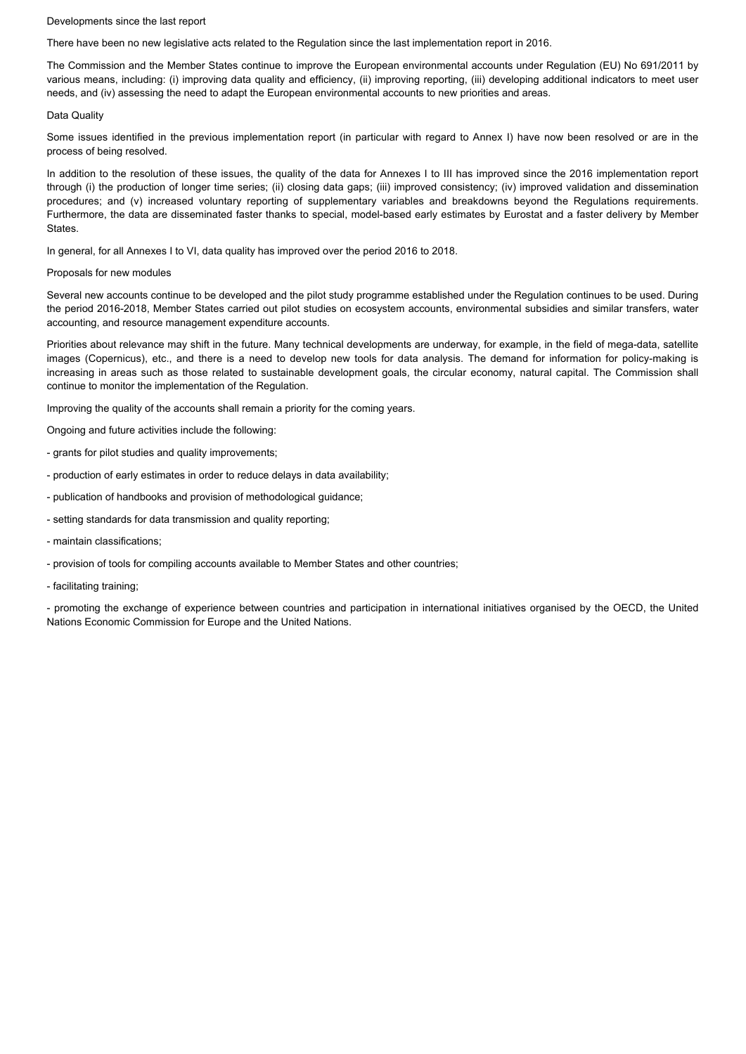## Developments since the last report

There have been no new legislative acts related to the Regulation since the last implementation report in 2016.

The Commission and the Member States continue to improve the European environmental accounts under Regulation (EU) No 691/2011 by various means, including: (i) improving data quality and efficiency, (ii) improving reporting, (iii) developing additional indicators to meet user needs, and (iv) assessing the need to adapt the European environmental accounts to new priorities and areas.

### Data Quality

Some issues identified in the previous implementation report (in particular with regard to Annex I) have now been resolved or are in the process of being resolved.

In addition to the resolution of these issues, the quality of the data for Annexes I to III has improved since the 2016 implementation report through (i) the production of longer time series; (ii) closing data gaps; (iii) improved consistency; (iv) improved validation and dissemination procedures; and (v) increased voluntary reporting of supplementary variables and breakdowns beyond the Regulations requirements. Furthermore, the data are disseminated faster thanks to special, model-based early estimates by Eurostat and a faster delivery by Member States.

In general, for all Annexes I to VI, data quality has improved over the period 2016 to 2018.

### Proposals for new modules

Several new accounts continue to be developed and the pilot study programme established under the Regulation continues to be used. During the period 2016-2018, Member States carried out pilot studies on ecosystem accounts, environmental subsidies and similar transfers, water accounting, and resource management expenditure accounts.

Priorities about relevance may shift in the future. Many technical developments are underway, for example, in the field of mega-data, satellite images (Copernicus), etc., and there is a need to develop new tools for data analysis. The demand for information for policy-making is increasing in areas such as those related to sustainable development goals, the circular economy, natural capital. The Commission shall continue to monitor the implementation of the Regulation.

Improving the quality of the accounts shall remain a priority for the coming years.

Ongoing and future activities include the following:

- grants for pilot studies and quality improvements;
- production of early estimates in order to reduce delays in data availability;
- publication of handbooks and provision of methodological guidance;
- setting standards for data transmission and quality reporting;
- maintain classifications;
- provision of tools for compiling accounts available to Member States and other countries;
- facilitating training;
- promoting the exchange of experience between countries and participation in international initiatives organised by the OECD, the United Nations Economic Commission for Europe and the United Nations.